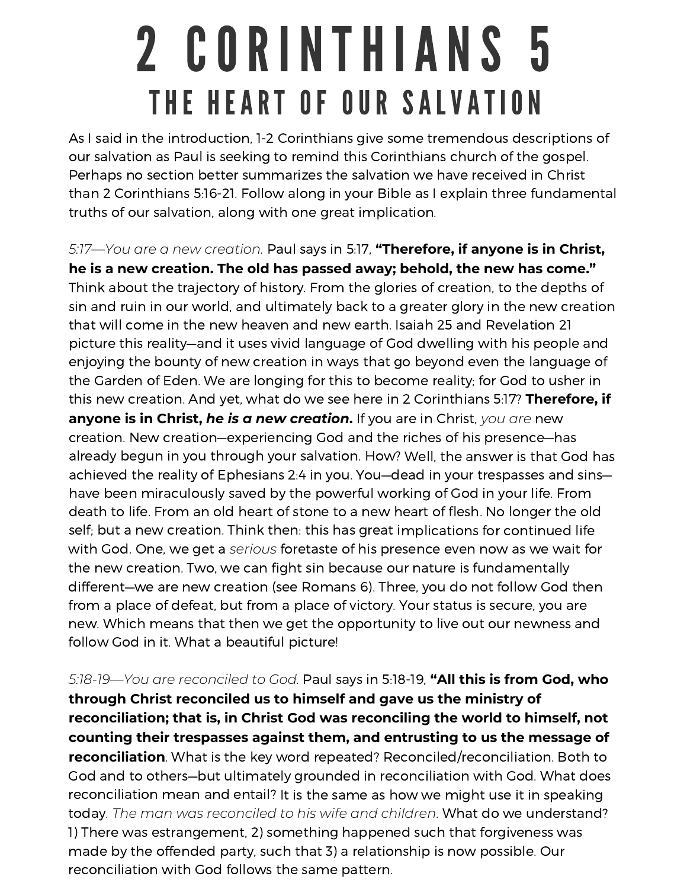# 2 CORINTHIANS 5

## THE HEART OF OUR SALVATION

As I said in the introduction, 1-2 Corinthians give some tremendous descriptions of our salvation as Paul is seeking to remind this Corinthians church of the gospel. Perhaps no section better summarizes the salvation we have received in Christ than 2 Corinthians 5:16-21. Follow along in your Bible as I explain three fundamental truths of our salvation, along with one great implication.

*5:17—You are a new creation.* Paul says in 5:17, **"Therefore, if anyone is in Christ, he is a new creation. The old has passed away; behold, the new has come."** Think about the trajectory of history. From the glories of creation, to the depths of sin and ruin in our world, and ultimately back to a greater glory in the new creation that will come in the new heaven and new earth. Isaiah 25 and Revelation 21 picture this reality—and it uses vivid language of God dwelling with his people and enjoying the bounty of new creation in ways that go beyond even the language of the Garden of Eden. We are longing for this to become reality; for God to usher in this new creation. And yet, what do we see here in 2 Corinthians 5:17? **Therefore, if anyone is in Christ, *he is a new creation*.** If you are in Christ, *you are* new creation. New creation—experiencing God and the riches of his presence—has already begun in you through your salvation. How? Well, the answer is that God has achieved the reality of Ephesians 2:4 in you. You—dead in your trespasses and sins—have been miraculously saved by the powerful working of God in your life. From death to life. From an old heart of stone to a new heart of flesh. No longer the old self; but a new creation. Think then: this has great implications for continued life with God. One, we get a *serious* foretaste of his presence even now as we wait for the new creation. Two, we can fight sin because our nature is fundamentally different—we are new creation (see Romans 6). Three, you do not follow God then from a place of defeat, but from a place of victory. Your status is secure, you are new. Which means that then we get the opportunity to live out our newness and follow God in it. What a beautiful picture!

*5:18-19—You are reconciled to God.* Paul says in 5:18-19, **"All this is from God, who through Christ reconciled us to himself and gave us the ministry of reconciliation; that is, in Christ God was reconciling the world to himself, not counting their trespasses against them, and entrusting to us the message of reconciliation**. What is the key word repeated? Reconciled/reconciliation. Both to God and to others—but ultimately grounded in reconciliation with God. What does reconciliation mean and entail? It is the same as how we might use it in speaking today. *The man was reconciled to his wife and children.* What do we understand? 1) There was estrangement, 2) something happened such that forgiveness was made by the offended party, such that 3) a relationship is now possible. Our reconciliation with God follows the same pattern.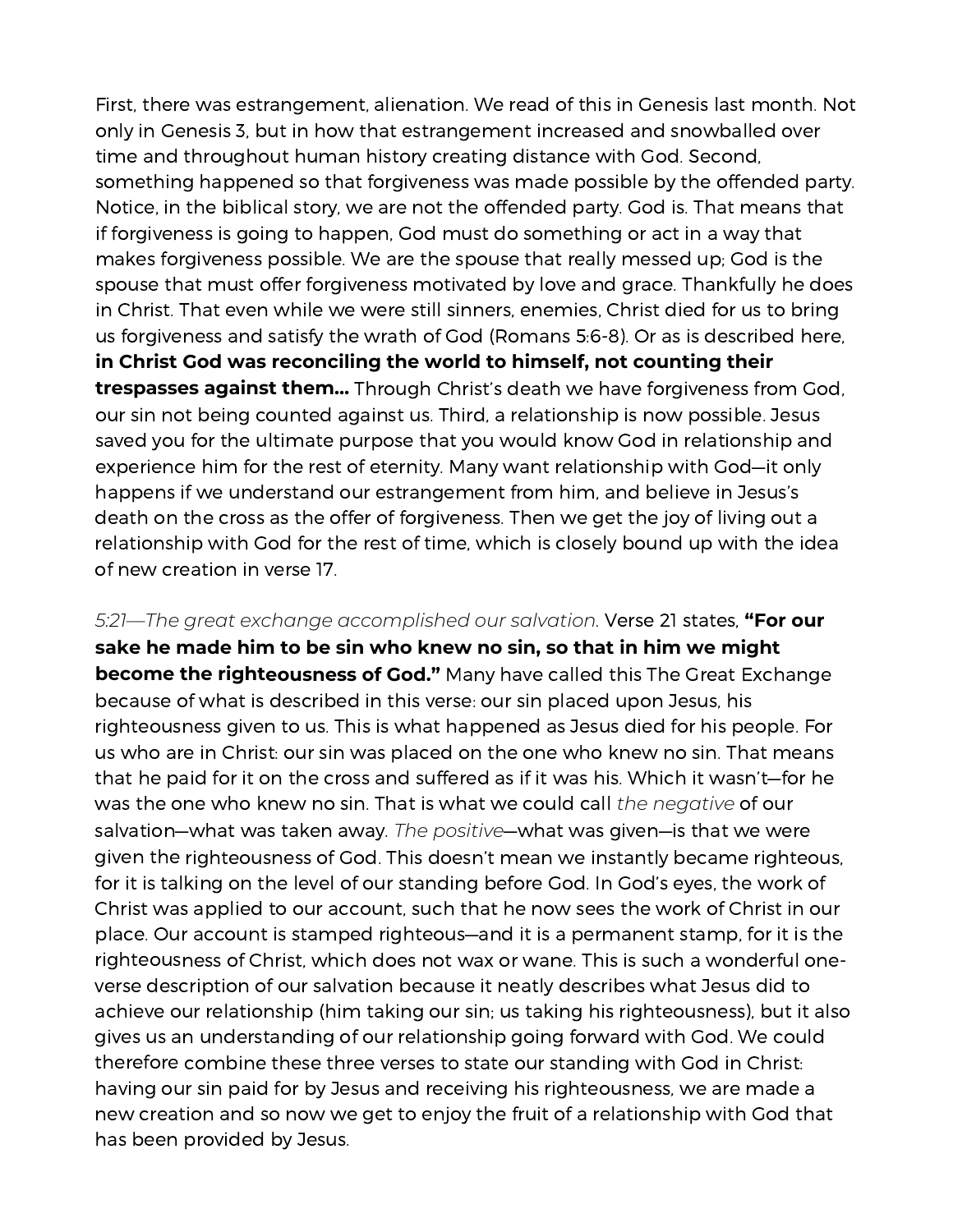First, there was estrangement, alienation. We read of this in Genesis last month. Not only in Genesis 3, but in how that estrangement increased and snowballed over time and throughout human history creating distance with God. Second, something happened so that forgiveness was made possible by the offended party. Notice, in the biblical story, we are not the offended party. God is. That means that if forgiveness is going to happen, God must do something or act in a way that makes forgiveness possible. We are the spouse that really messed up; God is the spouse that must offer forgiveness motivated by love and grace. Thankfully he does in Christ. That even while we were still sinners, enemies, Christ died for us to bring us forgiveness and satisfy the wrath of God (Romans 5:6-8). Or as is described here, **in Christ God was reconciling the world to himself, not counting their trespasses against them…** Through Christ's death we have forgiveness from God, our sin not being counted against us. Third, a relationship is now possible. Jesus saved you for the ultimate purpose that you would know God in relationship and experience him for the rest of eternity. Many want relationship with God—it only happens if we understand our estrangement from him, and believe in Jesus's death on the cross as the offer of forgiveness. Then we get the joy of living out a relationship with God for the rest of time, which is closely bound up with the idea of new creation in verse 17.

*5:21—The great exchange accomplished our salvation.* Verse 21 states, **"For our sake he made him to be sin who knew no sin, so that in him we might become the righteousness of God."** Many have called this The Great Exchange because of what is described in this verse: our sin placed upon Jesus, his righteousness given to us. This is what happened as Jesus died for his people. For us who are in Christ: our sin was placed on the one who knew no sin. That means that he paid for it on the cross and suffered as if it was his. Which it wasn't—for he was the one who knew no sin. That is what we could call *the negative* of our salvation—what was taken away. *The positive*—what was given—is that we were given the righteousness of God. This doesn't mean we instantly became righteous, for it is talking on the level of our standing before God. In God's eyes, the work of Christ was applied to our account, such that he now sees the work of Christ in our place. Our account is stamped righteous—and it is a permanent stamp, for it is the righteousness of Christ, which does not wax or wane. This is such a wonderful one-verse description of our salvation because it neatly describes what Jesus did to achieve our relationship (him taking our sin; us taking his righteousness), but it also gives us an understanding of our relationship going forward with God. We could therefore combine these three verses to state our standing with God in Christ: having our sin paid for by Jesus and receiving his righteousness, we are made a new creation and so now we get to enjoy the fruit of a relationship with God that has been provided by Jesus.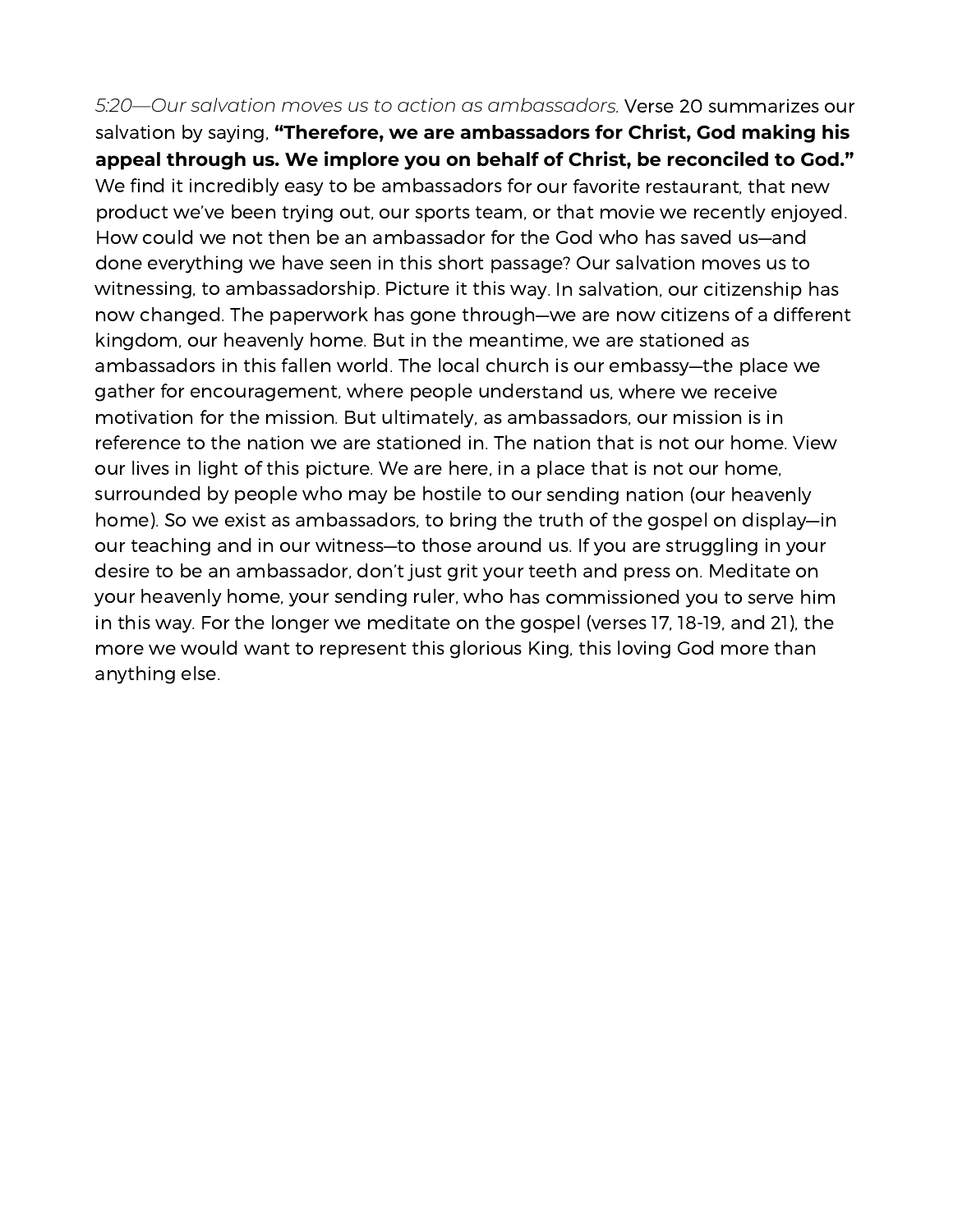*5:20—Our salvation moves us to action as ambassadors.* Verse 20 summarizes our salvation by saying, **"Therefore, we are ambassadors for Christ, God making his appeal through us. We implore you on behalf of Christ, be reconciled to God."** We find it incredibly easy to be ambassadors for our favorite restaurant, that new product we've been trying out, our sports team, or that movie we recently enjoyed. How could we not then be an ambassador for the God who has saved us—and done everything we have seen in this short passage? Our salvation moves us to witnessing, to ambassadorship. Picture it this way. In salvation, our citizenship has now changed. The paperwork has gone through—we are now citizens of a different kingdom, our heavenly home. But in the meantime, we are stationed as ambassadors in this fallen world. The local church is our embassy—the place we gather for encouragement, where people understand us, where we receive motivation for the mission. But ultimately, as ambassadors, our mission is in reference to the nation we are stationed in. The nation that is not our home. View our lives in light of this picture. We are here, in a place that is not our home, surrounded by people who may be hostile to our sending nation (our heavenly home). So we exist as ambassadors, to bring the truth of the gospel on display—in our teaching and in our witness—to those around us. If you are struggling in your desire to be an ambassador, don't just grit your teeth and press on. Meditate on your heavenly home, your sending ruler, who has commissioned you to serve him in this way. For the longer we meditate on the gospel (verses 17, 18-19, and 21), the more we would want to represent this glorious King, this loving God more than anything else.